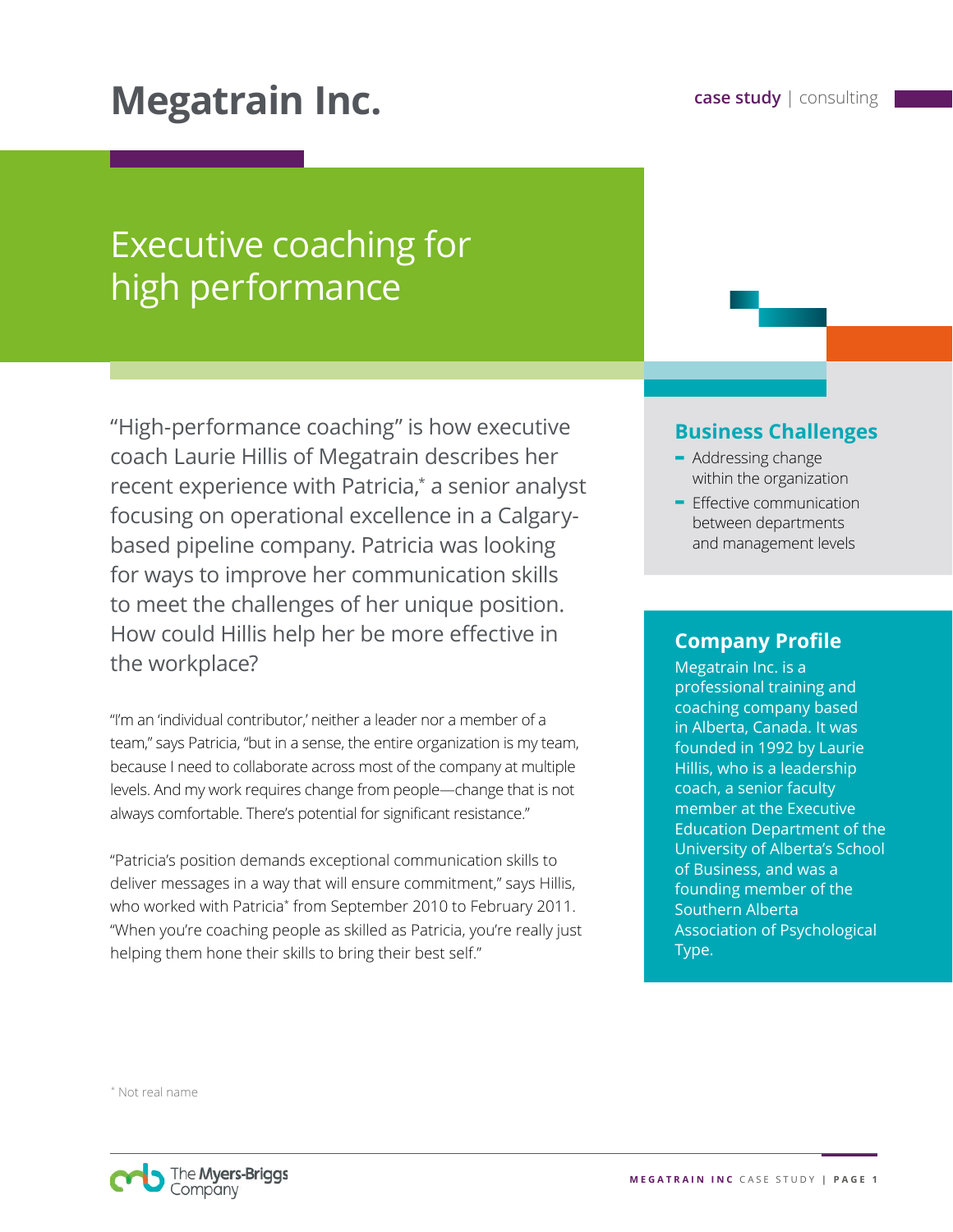# Megatrain Inc.

**case study** | consulting

## Executive coaching for high performance

"High-performance coaching" is how executive coach Laurie Hillis of Megatrain describes her recent experience with Patricia,* a senior analyst focusing on operational excellence in a Calgary-based pipeline company. Patricia was looking for ways to improve her communication skills to meet the challenges of her unique position. How could Hillis help her be more effective in the workplace?

"I'm an 'individual contributor,' neither a leader nor a member of a team," says Patricia, "but in a sense, the entire organization is my team, because I need to collaborate across most of the company at multiple levels. And my work requires change from people—change that is not always comfortable. There's potential for significant resistance."

"Patricia's position demands exceptional communication skills to deliver messages in a way that will ensure commitment," says Hillis, who worked with Patricia* from September 2010 to February 2011. "When you're coaching people as skilled as Patricia, you're really just helping them hone their skills to bring their best self."

### Business Challenges

- Addressing change within the organization
- Effective communication between departments and management levels

### Company Profile

Megatrain Inc. is a professional training and coaching company based in Alberta, Canada. It was founded in 1992 by Laurie Hillis, who is a leadership coach, a senior faculty member at the Executive Education Department of the University of Alberta's School of Business, and was a founding member of the Southern Alberta Association of Psychological Type.

* Not real name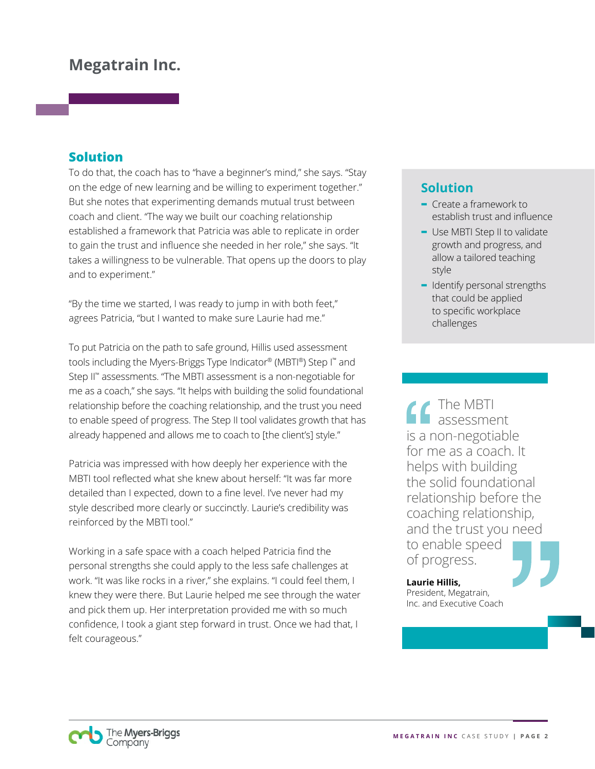## Megatrain Inc.

### Solution

To do that, the coach has to "have a beginner's mind," she says. "Stay on the edge of new learning and be willing to experiment together." But she notes that experimenting demands mutual trust between coach and client. "The way we built our coaching relationship established a framework that Patricia was able to replicate in order to gain the trust and influence she needed in her role," she says. "It takes a willingness to be vulnerable. That opens up the doors to play and to experiment."

"By the time we started, I was ready to jump in with both feet," agrees Patricia, "but I wanted to make sure Laurie had me."

To put Patricia on the path to safe ground, Hillis used assessment tools including the Myers-Briggs Type Indicator® (MBTI®) Step I™ and Step II™ assessments. "The MBTI assessment is a non-negotiable for me as a coach," she says. "It helps with building the solid foundational relationship before the coaching relationship, and the trust you need to enable speed of progress. The Step II tool validates growth that has already happened and allows me to coach to [the client's] style."

Patricia was impressed with how deeply her experience with the MBTI tool reflected what she knew about herself: "It was far more detailed than I expected, down to a fine level. I've never had my style described more clearly or succinctly. Laurie's credibility was reinforced by the MBTI tool."

Working in a safe space with a coach helped Patricia find the personal strengths she could apply to the less safe challenges at work. "It was like rocks in a river," she explains. "I could feel them, I knew they were there. But Laurie helped me see through the water and pick them up. Her interpretation provided me with so much confidence, I took a giant step forward in trust. Once we had that, I felt courageous."

### Solution

- Create a framework to establish trust and influence
- Use MBTI Step II to validate growth and progress, and allow a tailored teaching style
- Identify personal strengths that could be applied to specific workplace challenges

> "The MBTI assessment is a non-negotiable for me as a coach. It helps with building the solid foundational relationship before the coaching relationship, and the trust you need to enable speed of progress."
>
> **Laurie Hillis,**
> President, Megatrain, Inc. and Executive Coach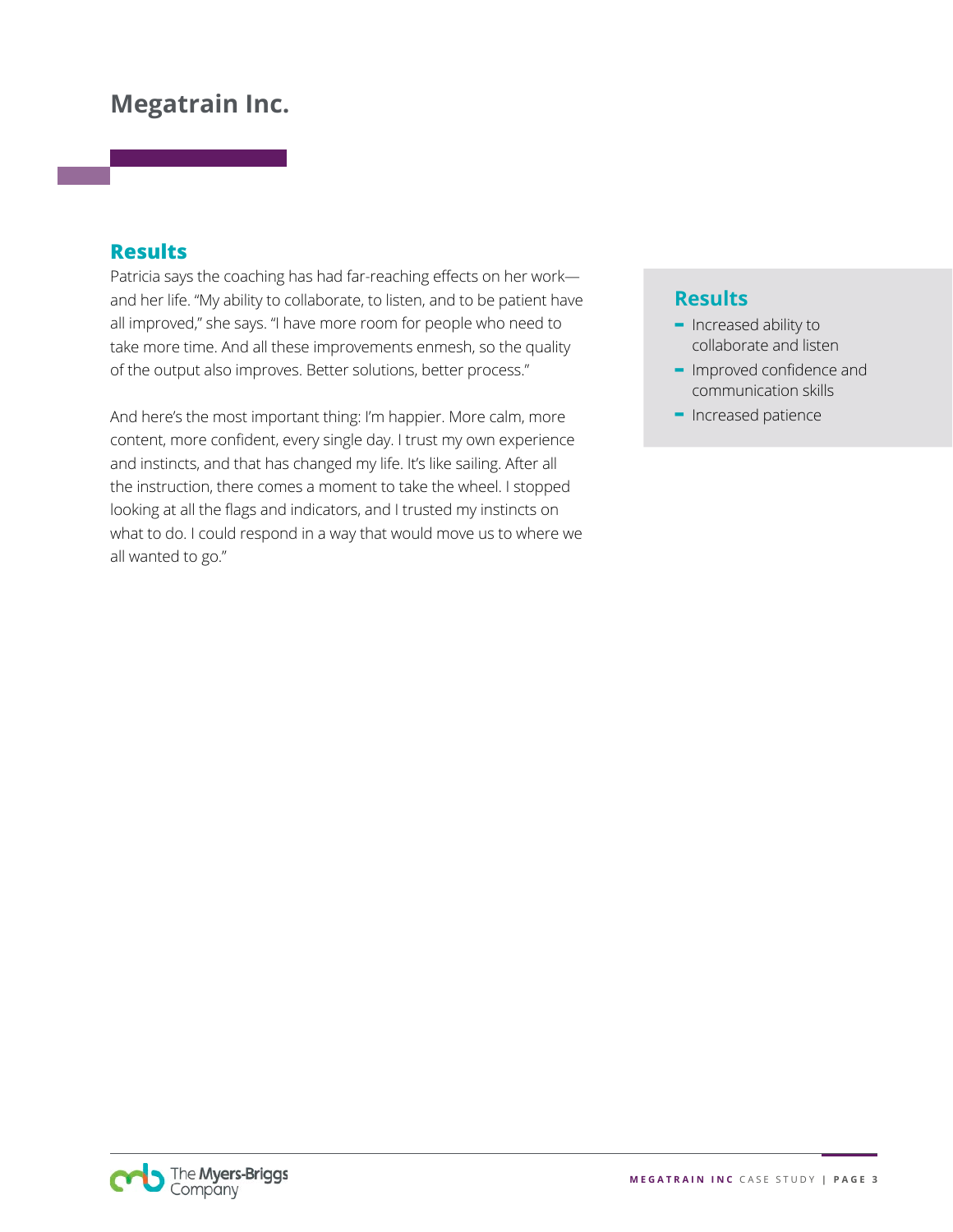# Megatrain Inc.

## Results

Patricia says the coaching has had far-reaching effects on her work—and her life. "My ability to collaborate, to listen, and to be patient have all improved," she says. "I have more room for people who need to take more time. And all these improvements enmesh, so the quality of the output also improves. Better solutions, better process."

And here's the most important thing: I'm happier. More calm, more content, more confident, every single day. I trust my own experience and instincts, and that has changed my life. It's like sailing. After all the instruction, there comes a moment to take the wheel. I stopped looking at all the flags and indicators, and I trusted my instincts on what to do. I could respond in a way that would move us to where we all wanted to go."

## Results

- Increased ability to collaborate and listen
- Improved confidence and communication skills
- Increased patience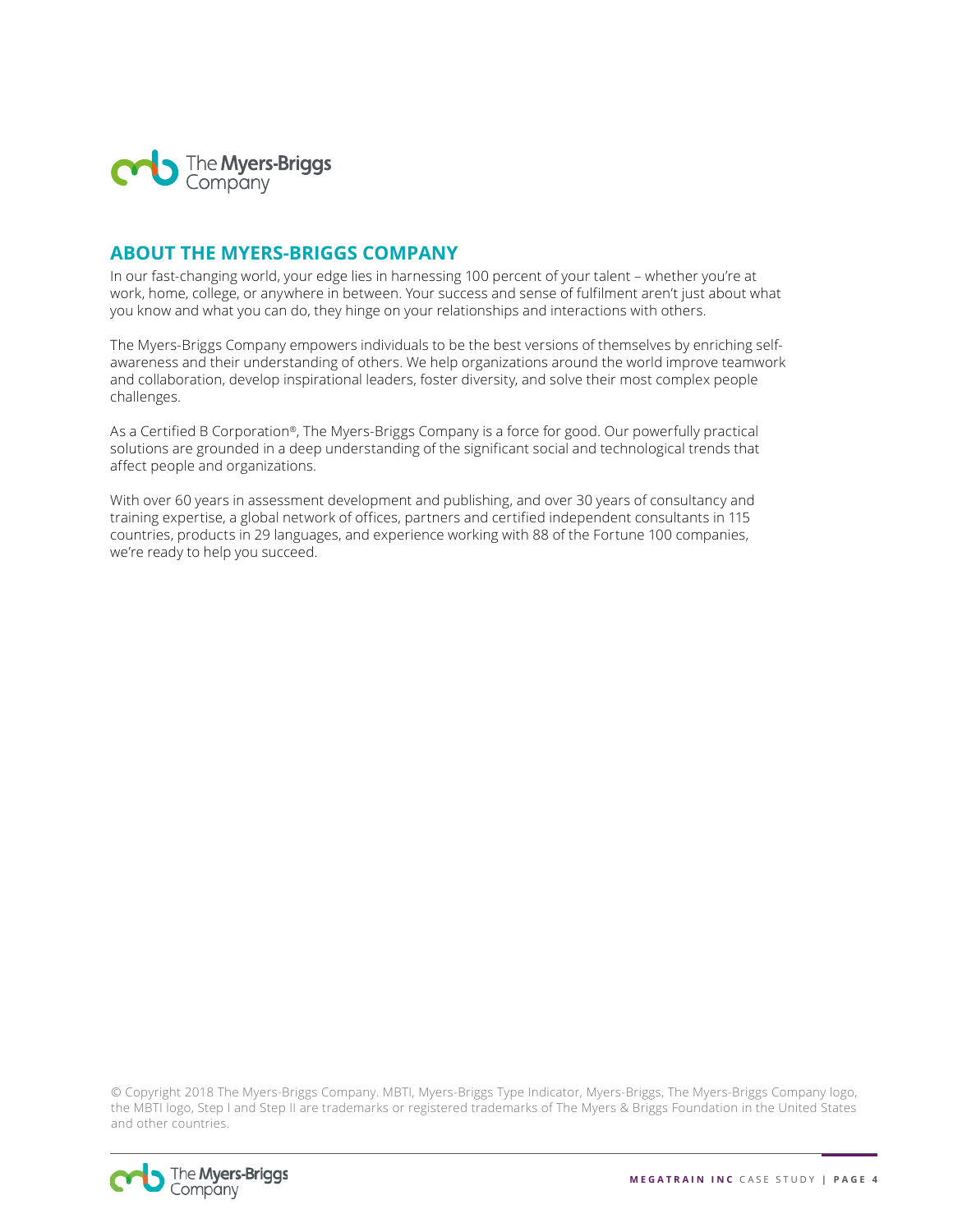## ABOUT THE MYERS-BRIGGS COMPANY

In our fast-changing world, your edge lies in harnessing 100 percent of your talent – whether you're at work, home, college, or anywhere in between. Your success and sense of fulfilment aren't just about what you know and what you can do, they hinge on your relationships and interactions with others.

The Myers-Briggs Company empowers individuals to be the best versions of themselves by enriching self-awareness and their understanding of others. We help organizations around the world improve teamwork and collaboration, develop inspirational leaders, foster diversity, and solve their most complex people challenges.

As a Certified B Corporation®, The Myers-Briggs Company is a force for good. Our powerfully practical solutions are grounded in a deep understanding of the significant social and technological trends that affect people and organizations.

With over 60 years in assessment development and publishing, and over 30 years of consultancy and training expertise, a global network of offices, partners and certified independent consultants in 115 countries, products in 29 languages, and experience working with 88 of the Fortune 100 companies, we're ready to help you succeed.

© Copyright 2018 The Myers-Briggs Company. MBTI, Myers-Briggs Type Indicator, Myers-Briggs, The Myers-Briggs Company logo, the MBTI logo, Step I and Step II are trademarks or registered trademarks of The Myers & Briggs Foundation in the United States and other countries.